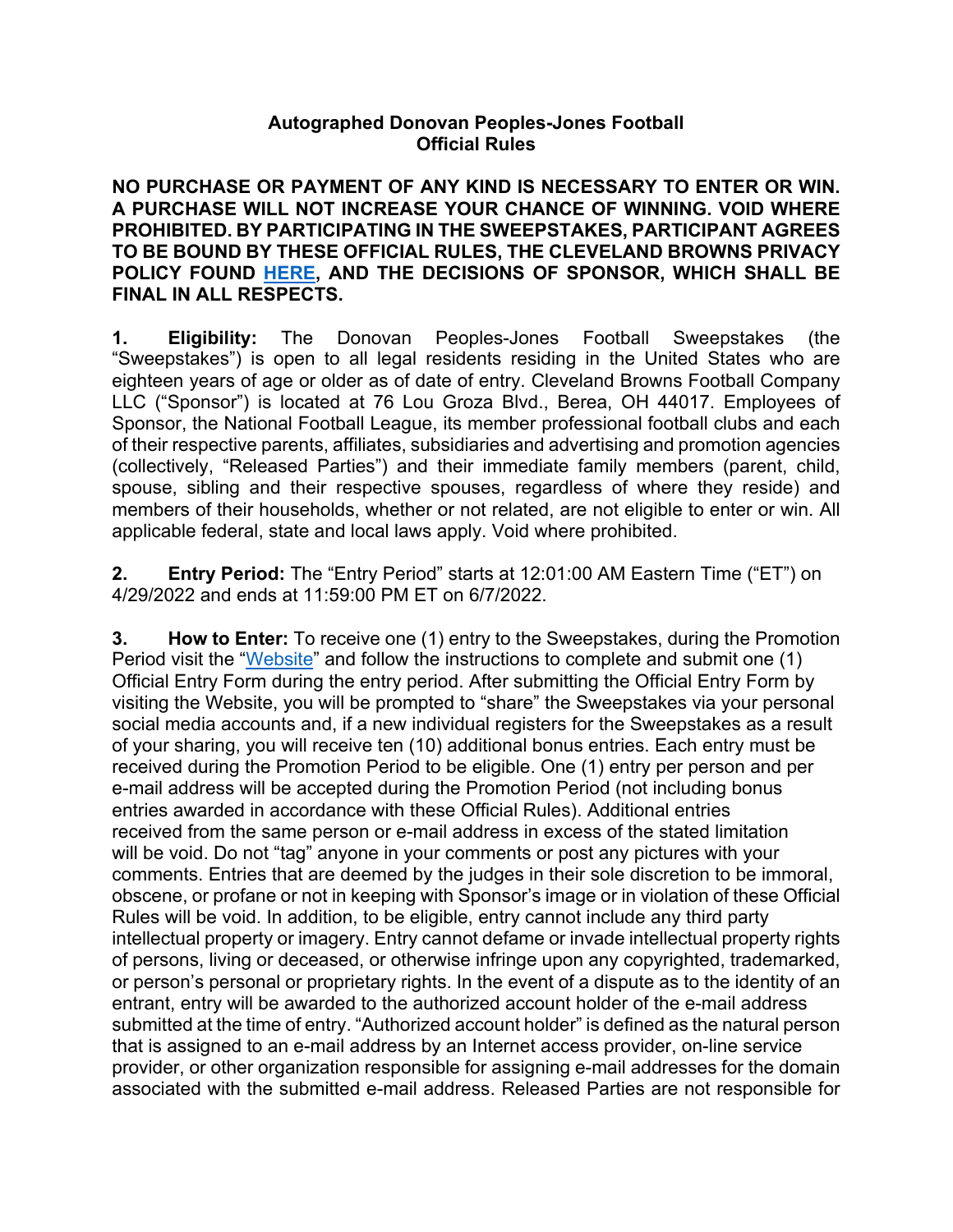# Autographed Donovan Peoples-Jones Football
# Official Rules

**NO PURCHASE OR PAYMENT OF ANY KIND IS NECESSARY TO ENTER OR WIN. A PURCHASE WILL NOT INCREASE YOUR CHANCE OF WINNING. VOID WHERE PROHIBITED. BY PARTICIPATING IN THE SWEEPSTAKES, PARTICIPANT AGREES TO BE BOUND BY THESE OFFICIAL RULES, THE CLEVELAND BROWNS PRIVACY POLICY FOUND HERE, AND THE DECISIONS OF SPONSOR, WHICH SHALL BE FINAL IN ALL RESPECTS.**

**1. Eligibility:** The Donovan Peoples-Jones Football Sweepstakes (the "Sweepstakes") is open to all legal residents residing in the United States who are eighteen years of age or older as of date of entry. Cleveland Browns Football Company LLC ("Sponsor") is located at 76 Lou Groza Blvd., Berea, OH 44017. Employees of Sponsor, the National Football League, its member professional football clubs and each of their respective parents, affiliates, subsidiaries and advertising and promotion agencies (collectively, "Released Parties") and their immediate family members (parent, child, spouse, sibling and their respective spouses, regardless of where they reside) and members of their households, whether or not related, are not eligible to enter or win. All applicable federal, state and local laws apply. Void where prohibited.

**2. Entry Period:** The "Entry Period" starts at 12:01:00 AM Eastern Time ("ET") on 4/29/2022 and ends at 11:59:00 PM ET on 6/7/2022.

**3. How to Enter:** To receive one (1) entry to the Sweepstakes, during the Promotion Period visit the "Website" and follow the instructions to complete and submit one (1) Official Entry Form during the entry period. After submitting the Official Entry Form by visiting the Website, you will be prompted to "share" the Sweepstakes via your personal social media accounts and, if a new individual registers for the Sweepstakes as a result of your sharing, you will receive ten (10) additional bonus entries. Each entry must be received during the Promotion Period to be eligible. One (1) entry per person and per e-mail address will be accepted during the Promotion Period (not including bonus entries awarded in accordance with these Official Rules). Additional entries received from the same person or e-mail address in excess of the stated limitation will be void. Do not "tag" anyone in your comments or post any pictures with your comments. Entries that are deemed by the judges in their sole discretion to be immoral, obscene, or profane or not in keeping with Sponsor's image or in violation of these Official Rules will be void. In addition, to be eligible, entry cannot include any third party intellectual property or imagery. Entry cannot defame or invade intellectual property rights of persons, living or deceased, or otherwise infringe upon any copyrighted, trademarked, or person's personal or proprietary rights. In the event of a dispute as to the identity of an entrant, entry will be awarded to the authorized account holder of the e-mail address submitted at the time of entry. "Authorized account holder" is defined as the natural person that is assigned to an e-mail address by an Internet access provider, on-line service provider, or other organization responsible for assigning e-mail addresses for the domain associated with the submitted e-mail address. Released Parties are not responsible for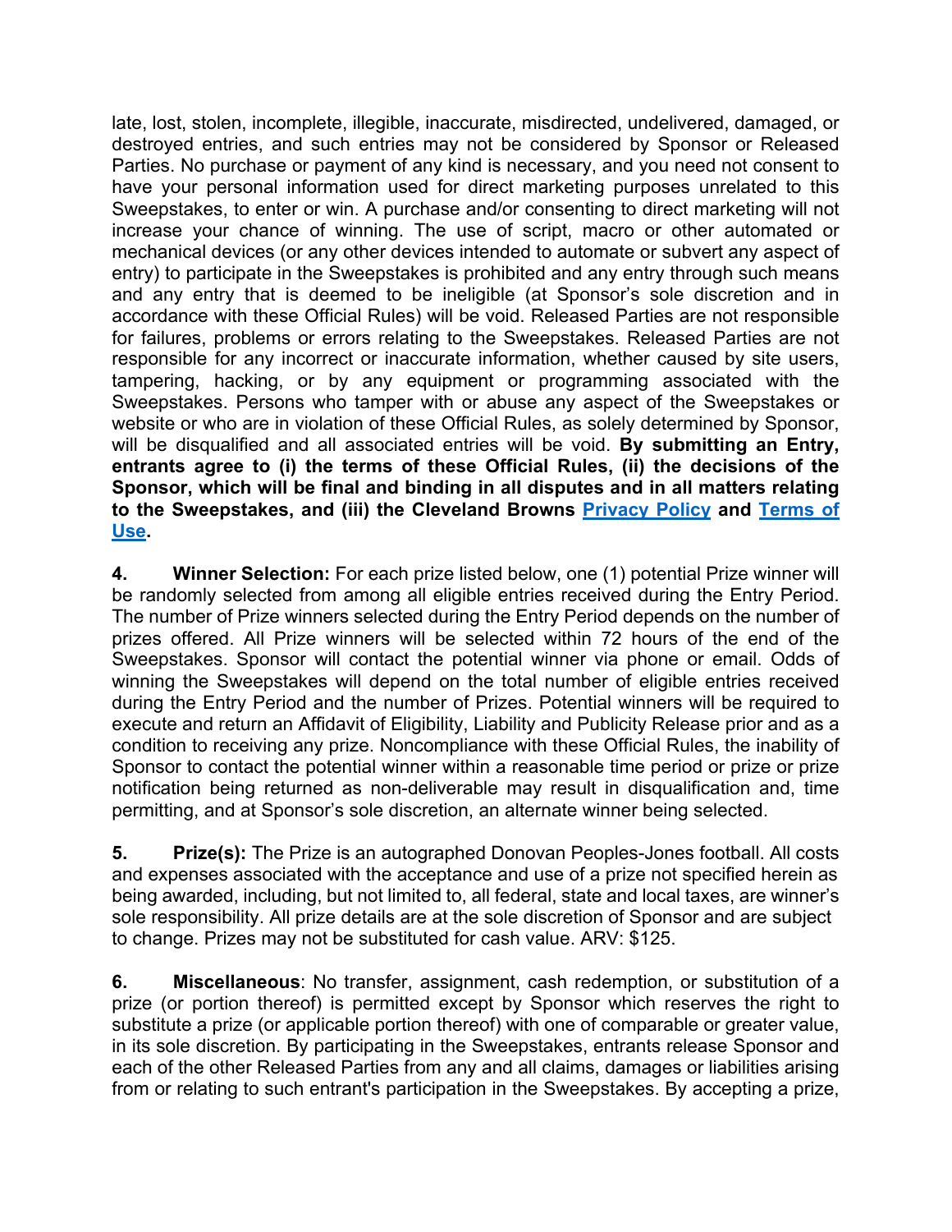late, lost, stolen, incomplete, illegible, inaccurate, misdirected, undelivered, damaged, or destroyed entries, and such entries may not be considered by Sponsor or Released Parties. No purchase or payment of any kind is necessary, and you need not consent to have your personal information used for direct marketing purposes unrelated to this Sweepstakes, to enter or win. A purchase and/or consenting to direct marketing will not increase your chance of winning. The use of script, macro or other automated or mechanical devices (or any other devices intended to automate or subvert any aspect of entry) to participate in the Sweepstakes is prohibited and any entry through such means and any entry that is deemed to be ineligible (at Sponsor's sole discretion and in accordance with these Official Rules) will be void. Released Parties are not responsible for failures, problems or errors relating to the Sweepstakes. Released Parties are not responsible for any incorrect or inaccurate information, whether caused by site users, tampering, hacking, or by any equipment or programming associated with the Sweepstakes. Persons who tamper with or abuse any aspect of the Sweepstakes or website or who are in violation of these Official Rules, as solely determined by Sponsor, will be disqualified and all associated entries will be void. **By submitting an Entry, entrants agree to (i) the terms of these Official Rules, (ii) the decisions of the Sponsor, which will be final and binding in all disputes and in all matters relating to the Sweepstakes, and (iii) the Cleveland Browns Privacy Policy and Terms of Use.**

**4. Winner Selection:** For each prize listed below, one (1) potential Prize winner will be randomly selected from among all eligible entries received during the Entry Period. The number of Prize winners selected during the Entry Period depends on the number of prizes offered. All Prize winners will be selected within 72 hours of the end of the Sweepstakes. Sponsor will contact the potential winner via phone or email. Odds of winning the Sweepstakes will depend on the total number of eligible entries received during the Entry Period and the number of Prizes. Potential winners will be required to execute and return an Affidavit of Eligibility, Liability and Publicity Release prior and as a condition to receiving any prize. Noncompliance with these Official Rules, the inability of Sponsor to contact the potential winner within a reasonable time period or prize or prize notification being returned as non-deliverable may result in disqualification and, time permitting, and at Sponsor's sole discretion, an alternate winner being selected.

**5. Prize(s):** The Prize is an autographed Donovan Peoples-Jones football. All costs and expenses associated with the acceptance and use of a prize not specified herein as being awarded, including, but not limited to, all federal, state and local taxes, are winner's sole responsibility. All prize details are at the sole discretion of Sponsor and are subject to change. Prizes may not be substituted for cash value. ARV: $125.

**6. Miscellaneous**: No transfer, assignment, cash redemption, or substitution of a prize (or portion thereof) is permitted except by Sponsor which reserves the right to substitute a prize (or applicable portion thereof) with one of comparable or greater value, in its sole discretion. By participating in the Sweepstakes, entrants release Sponsor and each of the other Released Parties from any and all claims, damages or liabilities arising from or relating to such entrant's participation in the Sweepstakes. By accepting a prize,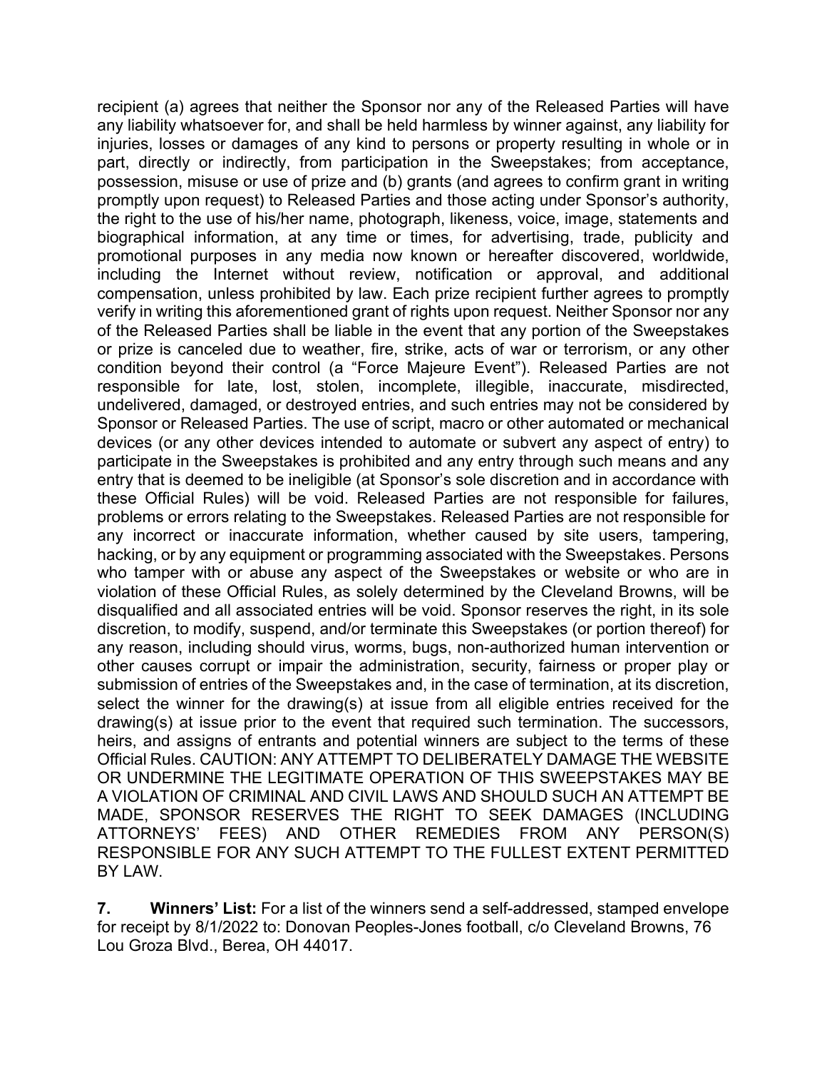recipient (a) agrees that neither the Sponsor nor any of the Released Parties will have any liability whatsoever for, and shall be held harmless by winner against, any liability for injuries, losses or damages of any kind to persons or property resulting in whole or in part, directly or indirectly, from participation in the Sweepstakes; from acceptance, possession, misuse or use of prize and (b) grants (and agrees to confirm grant in writing promptly upon request) to Released Parties and those acting under Sponsor's authority, the right to the use of his/her name, photograph, likeness, voice, image, statements and biographical information, at any time or times, for advertising, trade, publicity and promotional purposes in any media now known or hereafter discovered, worldwide, including the Internet without review, notification or approval, and additional compensation, unless prohibited by law. Each prize recipient further agrees to promptly verify in writing this aforementioned grant of rights upon request. Neither Sponsor nor any of the Released Parties shall be liable in the event that any portion of the Sweepstakes or prize is canceled due to weather, fire, strike, acts of war or terrorism, or any other condition beyond their control (a "Force Majeure Event"). Released Parties are not responsible for late, lost, stolen, incomplete, illegible, inaccurate, misdirected, undelivered, damaged, or destroyed entries, and such entries may not be considered by Sponsor or Released Parties. The use of script, macro or other automated or mechanical devices (or any other devices intended to automate or subvert any aspect of entry) to participate in the Sweepstakes is prohibited and any entry through such means and any entry that is deemed to be ineligible (at Sponsor's sole discretion and in accordance with these Official Rules) will be void. Released Parties are not responsible for failures, problems or errors relating to the Sweepstakes. Released Parties are not responsible for any incorrect or inaccurate information, whether caused by site users, tampering, hacking, or by any equipment or programming associated with the Sweepstakes. Persons who tamper with or abuse any aspect of the Sweepstakes or website or who are in violation of these Official Rules, as solely determined by the Cleveland Browns, will be disqualified and all associated entries will be void. Sponsor reserves the right, in its sole discretion, to modify, suspend, and/or terminate this Sweepstakes (or portion thereof) for any reason, including should virus, worms, bugs, non-authorized human intervention or other causes corrupt or impair the administration, security, fairness or proper play or submission of entries of the Sweepstakes and, in the case of termination, at its discretion, select the winner for the drawing(s) at issue from all eligible entries received for the drawing(s) at issue prior to the event that required such termination. The successors, heirs, and assigns of entrants and potential winners are subject to the terms of these Official Rules. CAUTION: ANY ATTEMPT TO DELIBERATELY DAMAGE THE WEBSITE OR UNDERMINE THE LEGITIMATE OPERATION OF THIS SWEEPSTAKES MAY BE A VIOLATION OF CRIMINAL AND CIVIL LAWS AND SHOULD SUCH AN ATTEMPT BE MADE, SPONSOR RESERVES THE RIGHT TO SEEK DAMAGES (INCLUDING ATTORNEYS' FEES) AND OTHER REMEDIES FROM ANY PERSON(S) RESPONSIBLE FOR ANY SUCH ATTEMPT TO THE FULLEST EXTENT PERMITTED BY LAW.

**7. Winners' List:** For a list of the winners send a self-addressed, stamped envelope for receipt by 8/1/2022 to: Donovan Peoples-Jones football, c/o Cleveland Browns, 76 Lou Groza Blvd., Berea, OH 44017.